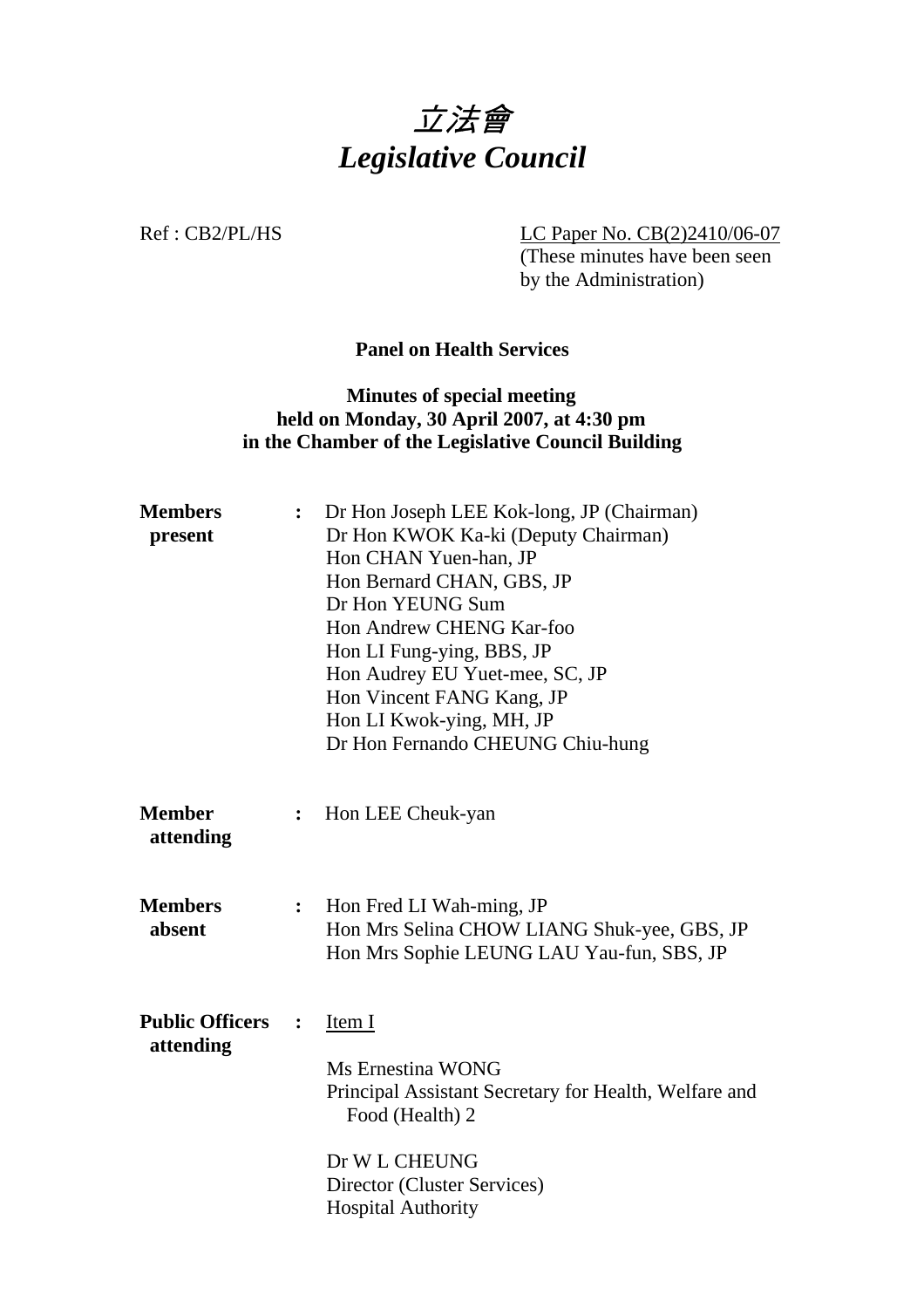# 立法會
# *Legislative Council*

Ref : CB2/PL/HS

LC Paper No. CB(2)2410/06-07
(These minutes have been seen by the Administration)

**Panel on Health Services**

**Minutes of special meeting held on Monday, 30 April 2007, at 4:30 pm in the Chamber of the Legislative Council Building**

**Members present** :
Dr Hon Joseph LEE Kok-long, JP (Chairman)
Dr Hon KWOK Ka-ki (Deputy Chairman)
Hon CHAN Yuen-han, JP
Hon Bernard CHAN, GBS, JP
Dr Hon YEUNG Sum
Hon Andrew CHENG Kar-foo
Hon LI Fung-ying, BBS, JP
Hon Audrey EU Yuet-mee, SC, JP
Hon Vincent FANG Kang, JP
Hon LI Kwok-ying, MH, JP
Dr Hon Fernando CHEUNG Chiu-hung

**Member attending** :
Hon LEE Cheuk-yan

**Members absent** :
Hon Fred LI Wah-ming, JP
Hon Mrs Selina CHOW LIANG Shuk-yee, GBS, JP
Hon Mrs Sophie LEUNG LAU Yau-fun, SBS, JP

**Public Officers attending** :
Item I

Ms Ernestina WONG
Principal Assistant Secretary for Health, Welfare and Food (Health) 2

Dr W L CHEUNG
Director (Cluster Services)
Hospital Authority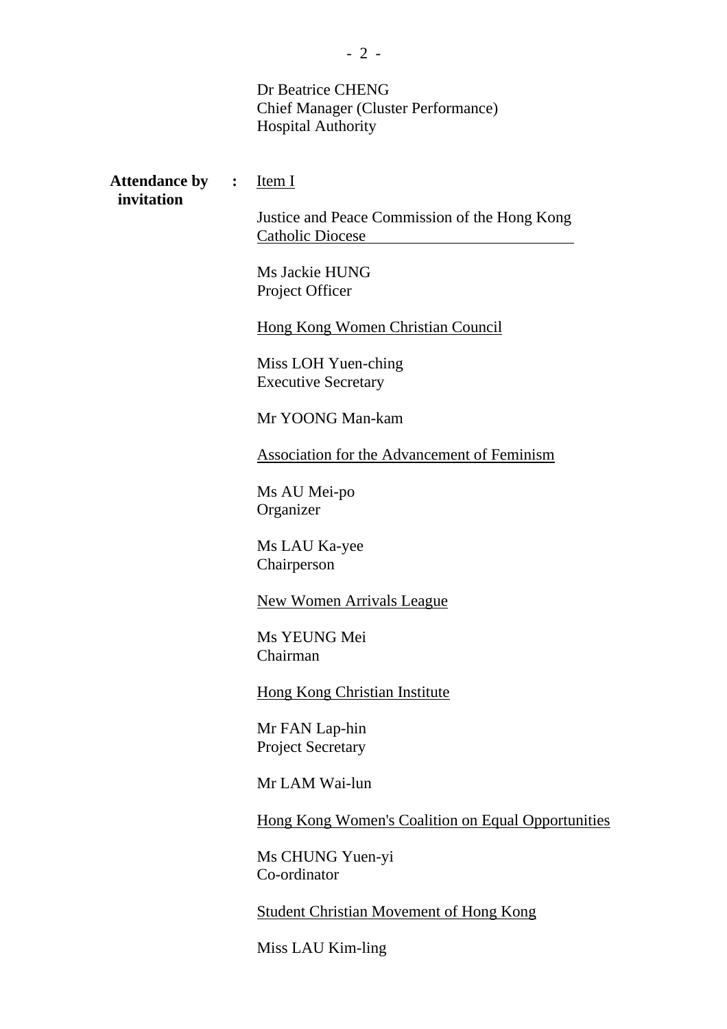Dr Beatrice CHENG
Chief Manager (Cluster Performance)
Hospital Authority

**Attendance by invitation** : Item I

Justice and Peace Commission of the Hong Kong Catholic Diocese

Ms Jackie HUNG
Project Officer

Hong Kong Women Christian Council

Miss LOH Yuen-ching
Executive Secretary

Mr YOONG Man-kam

Association for the Advancement of Feminism

Ms AU Mei-po
Organizer

Ms LAU Ka-yee
Chairperson

New Women Arrivals League

Ms YEUNG Mei
Chairman

Hong Kong Christian Institute

Mr FAN Lap-hin
Project Secretary

Mr LAM Wai-lun

Hong Kong Women's Coalition on Equal Opportunities

Ms CHUNG Yuen-yi
Co-ordinator

Student Christian Movement of Hong Kong

Miss LAU Kim-ling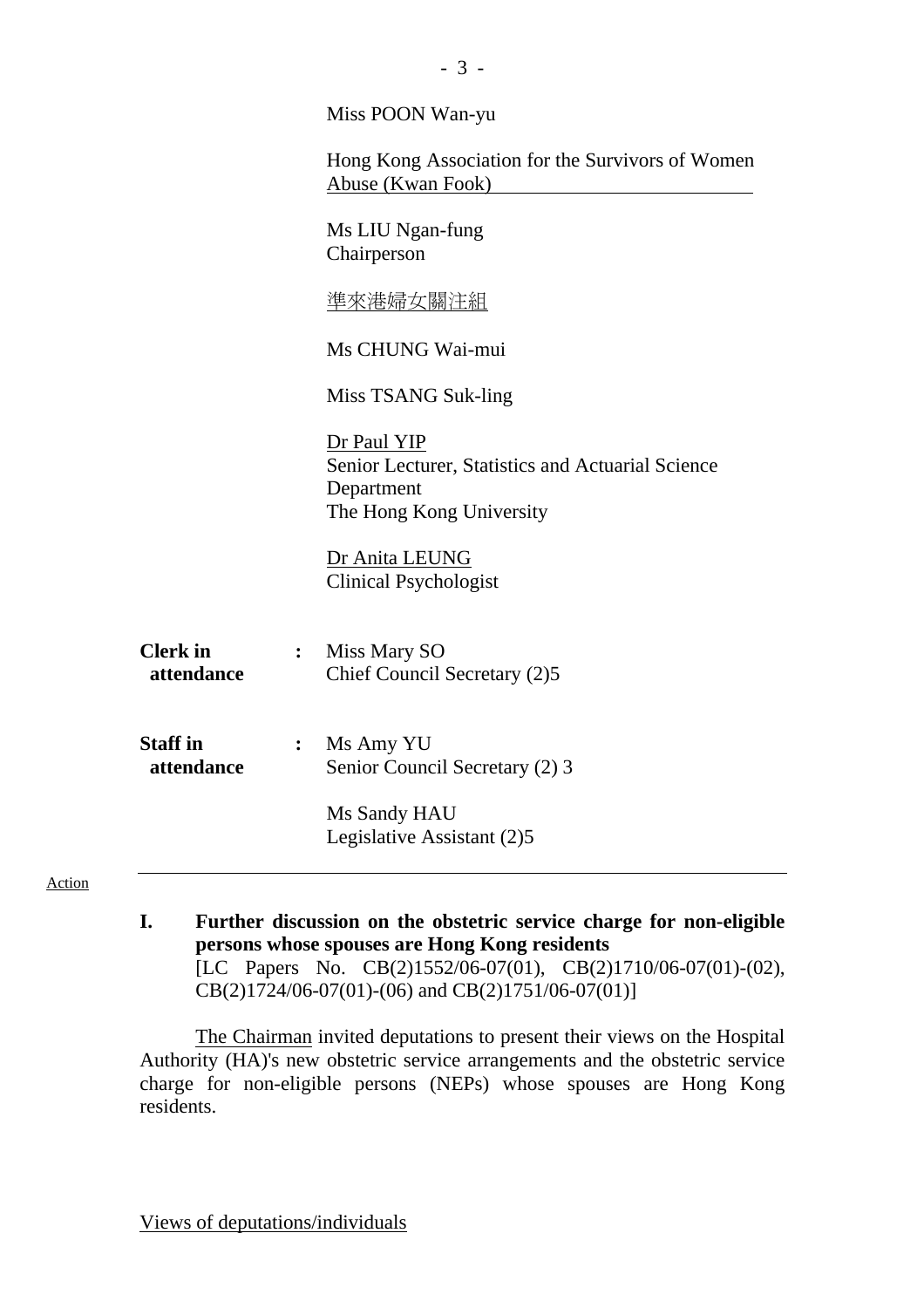Miss POON Wan-yu

Hong Kong Association for the Survivors of Women Abuse (Kwan Fook)

Ms LIU Ngan-fung
Chairperson

準來港婦女關注組

Ms CHUNG Wai-mui

Miss TSANG Suk-ling

Dr Paul YIP
Senior Lecturer, Statistics and Actuarial Science Department
The Hong Kong University

Dr Anita LEUNG
Clinical Psychologist

**Clerk in attendance** : Miss Mary SO
Chief Council Secretary (2)5

**Staff in attendance** : Ms Amy YU
Senior Council Secretary (2) 3

Ms Sandy HAU
Legislative Assistant (2)5

---

Action

**I. Further discussion on the obstetric service charge for non-eligible persons whose spouses are Hong Kong residents**
[LC Papers No. CB(2)1552/06-07(01), CB(2)1710/06-07(01)-(02), CB(2)1724/06-07(01)-(06) and CB(2)1751/06-07(01)]

The Chairman invited deputations to present their views on the Hospital Authority (HA)'s new obstetric service arrangements and the obstetric service charge for non-eligible persons (NEPs) whose spouses are Hong Kong residents.

Views of deputations/individuals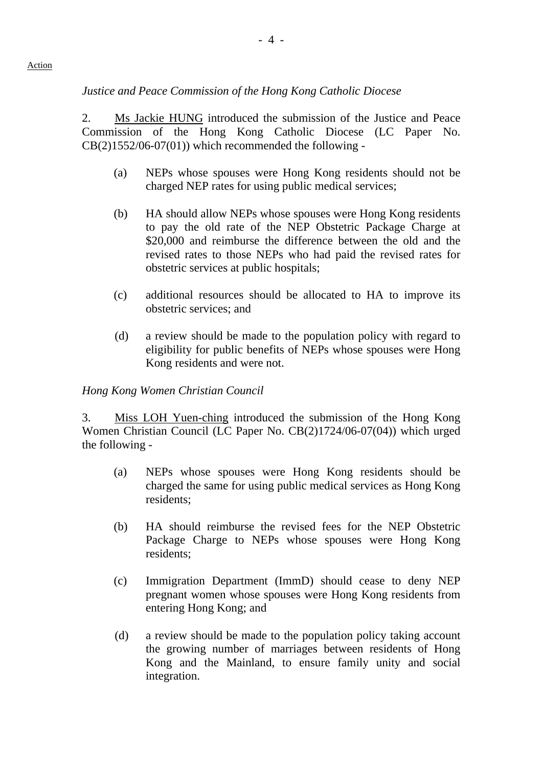Action

*Justice and Peace Commission of the Hong Kong Catholic Diocese*

2. Ms Jackie HUNG introduced the submission of the Justice and Peace Commission of the Hong Kong Catholic Diocese (LC Paper No. CB(2)1552/06-07(01)) which recommended the following -

(a) NEPs whose spouses were Hong Kong residents should not be charged NEP rates for using public medical services;

(b) HA should allow NEPs whose spouses were Hong Kong residents to pay the old rate of the NEP Obstetric Package Charge at $20,000 and reimburse the difference between the old and the revised rates to those NEPs who had paid the revised rates for obstetric services at public hospitals;

(c) additional resources should be allocated to HA to improve its obstetric services; and

(d) a review should be made to the population policy with regard to eligibility for public benefits of NEPs whose spouses were Hong Kong residents and were not.

*Hong Kong Women Christian Council*

3. Miss LOH Yuen-ching introduced the submission of the Hong Kong Women Christian Council (LC Paper No. CB(2)1724/06-07(04)) which urged the following -

(a) NEPs whose spouses were Hong Kong residents should be charged the same for using public medical services as Hong Kong residents;

(b) HA should reimburse the revised fees for the NEP Obstetric Package Charge to NEPs whose spouses were Hong Kong residents;

(c) Immigration Department (ImmD) should cease to deny NEP pregnant women whose spouses were Hong Kong residents from entering Hong Kong; and

(d) a review should be made to the population policy taking account the growing number of marriages between residents of Hong Kong and the Mainland, to ensure family unity and social integration.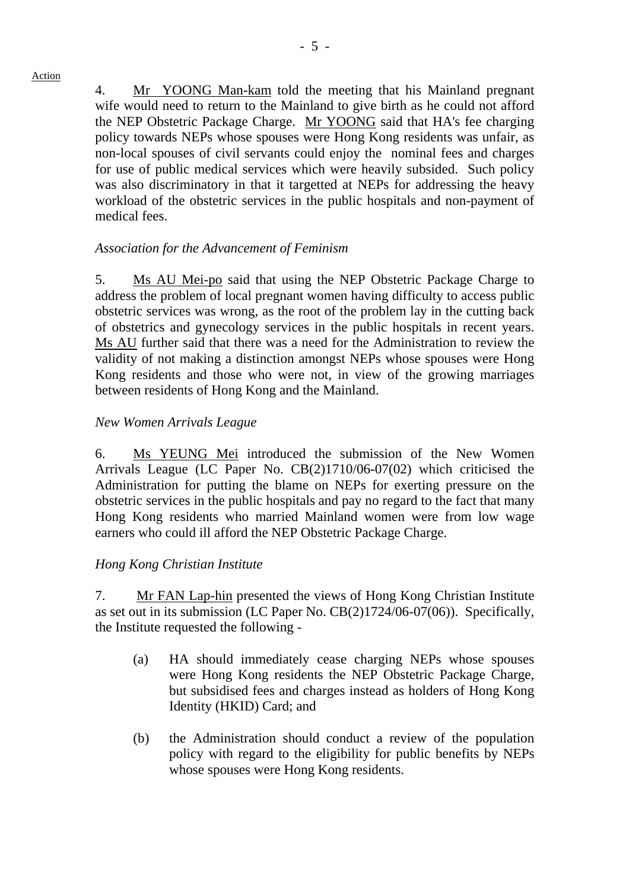4. Mr YOONG Man-kam told the meeting that his Mainland pregnant wife would need to return to the Mainland to give birth as he could not afford the NEP Obstetric Package Charge. Mr YOONG said that HA's fee charging policy towards NEPs whose spouses were Hong Kong residents was unfair, as non-local spouses of civil servants could enjoy the nominal fees and charges for use of public medical services which were heavily subsided. Such policy was also discriminatory in that it targetted at NEPs for addressing the heavy workload of the obstetric services in the public hospitals and non-payment of medical fees.

*Association for the Advancement of Feminism*

5. Ms AU Mei-po said that using the NEP Obstetric Package Charge to address the problem of local pregnant women having difficulty to access public obstetric services was wrong, as the root of the problem lay in the cutting back of obstetrics and gynecology services in the public hospitals in recent years. Ms AU further said that there was a need for the Administration to review the validity of not making a distinction amongst NEPs whose spouses were Hong Kong residents and those who were not, in view of the growing marriages between residents of Hong Kong and the Mainland.

*New Women Arrivals League*

6. Ms YEUNG Mei introduced the submission of the New Women Arrivals League (LC Paper No. CB(2)1710/06-07(02) which criticised the Administration for putting the blame on NEPs for exerting pressure on the obstetric services in the public hospitals and pay no regard to the fact that many Hong Kong residents who married Mainland women were from low wage earners who could ill afford the NEP Obstetric Package Charge.

*Hong Kong Christian Institute*

7. Mr FAN Lap-hin presented the views of Hong Kong Christian Institute as set out in its submission (LC Paper No. CB(2)1724/06-07(06)). Specifically, the Institute requested the following -

(a) HA should immediately cease charging NEPs whose spouses were Hong Kong residents the NEP Obstetric Package Charge, but subsidised fees and charges instead as holders of Hong Kong Identity (HKID) Card; and

(b) the Administration should conduct a review of the population policy with regard to the eligibility for public benefits by NEPs whose spouses were Hong Kong residents.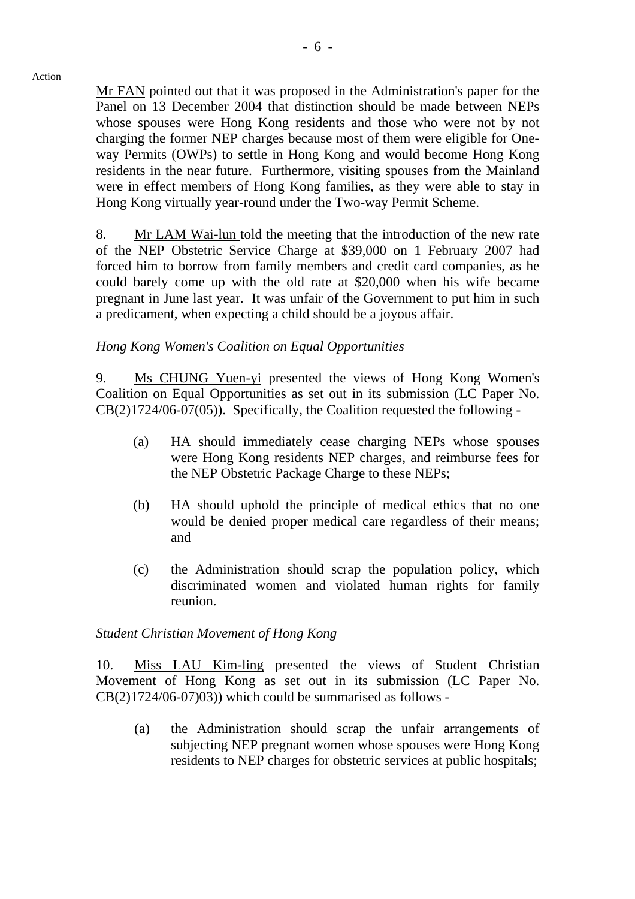Action

Mr FAN pointed out that it was proposed in the Administration's paper for the Panel on 13 December 2004 that distinction should be made between NEPs whose spouses were Hong Kong residents and those who were not by not charging the former NEP charges because most of them were eligible for One-way Permits (OWPs) to settle in Hong Kong and would become Hong Kong residents in the near future. Furthermore, visiting spouses from the Mainland were in effect members of Hong Kong families, as they were able to stay in Hong Kong virtually year-round under the Two-way Permit Scheme.

8. Mr LAM Wai-lun told the meeting that the introduction of the new rate of the NEP Obstetric Service Charge at $39,000 on 1 February 2007 had forced him to borrow from family members and credit card companies, as he could barely come up with the old rate at $20,000 when his wife became pregnant in June last year. It was unfair of the Government to put him in such a predicament, when expecting a child should be a joyous affair.

*Hong Kong Women's Coalition on Equal Opportunities*

9. Ms CHUNG Yuen-yi presented the views of Hong Kong Women's Coalition on Equal Opportunities as set out in its submission (LC Paper No. CB(2)1724/06-07(05)). Specifically, the Coalition requested the following -

(a) HA should immediately cease charging NEPs whose spouses were Hong Kong residents NEP charges, and reimburse fees for the NEP Obstetric Package Charge to these NEPs;

(b) HA should uphold the principle of medical ethics that no one would be denied proper medical care regardless of their means; and

(c) the Administration should scrap the population policy, which discriminated women and violated human rights for family reunion.

*Student Christian Movement of Hong Kong*

10. Miss LAU Kim-ling presented the views of Student Christian Movement of Hong Kong as set out in its submission (LC Paper No. CB(2)1724/06-07)03)) which could be summarised as follows -

(a) the Administration should scrap the unfair arrangements of subjecting NEP pregnant women whose spouses were Hong Kong residents to NEP charges for obstetric services at public hospitals;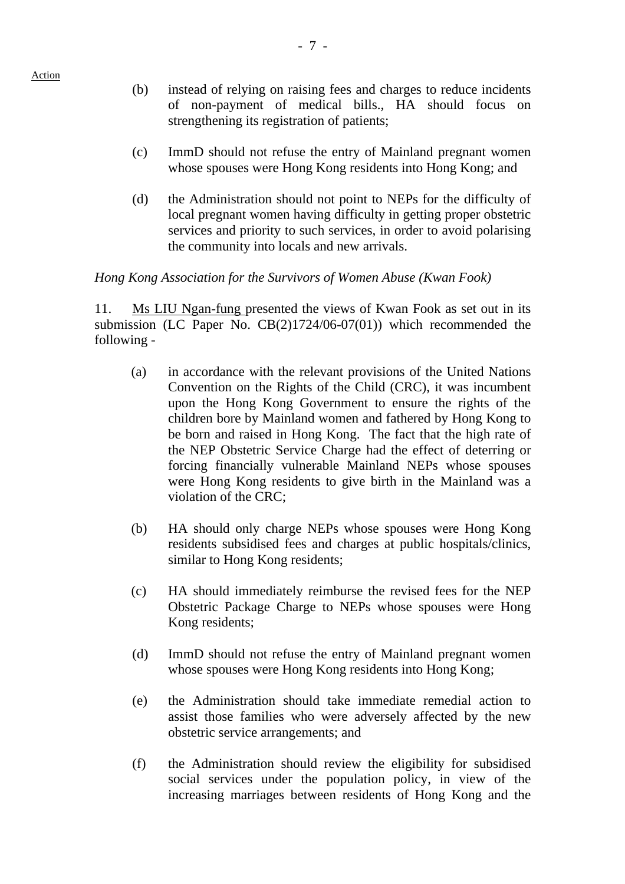(b) instead of relying on raising fees and charges to reduce incidents of non-payment of medical bills., HA should focus on strengthening its registration of patients;

(c) ImmD should not refuse the entry of Mainland pregnant women whose spouses were Hong Kong residents into Hong Kong; and

(d) the Administration should not point to NEPs for the difficulty of local pregnant women having difficulty in getting proper obstetric services and priority to such services, in order to avoid polarising the community into locals and new arrivals.

*Hong Kong Association for the Survivors of Women Abuse (Kwan Fook)*

11. Ms LIU Ngan-fung presented the views of Kwan Fook as set out in its submission (LC Paper No. CB(2)1724/06-07(01)) which recommended the following -

(a) in accordance with the relevant provisions of the United Nations Convention on the Rights of the Child (CRC), it was incumbent upon the Hong Kong Government to ensure the rights of the children bore by Mainland women and fathered by Hong Kong to be born and raised in Hong Kong. The fact that the high rate of the NEP Obstetric Service Charge had the effect of deterring or forcing financially vulnerable Mainland NEPs whose spouses were Hong Kong residents to give birth in the Mainland was a violation of the CRC;

(b) HA should only charge NEPs whose spouses were Hong Kong residents subsidised fees and charges at public hospitals/clinics, similar to Hong Kong residents;

(c) HA should immediately reimburse the revised fees for the NEP Obstetric Package Charge to NEPs whose spouses were Hong Kong residents;

(d) ImmD should not refuse the entry of Mainland pregnant women whose spouses were Hong Kong residents into Hong Kong;

(e) the Administration should take immediate remedial action to assist those families who were adversely affected by the new obstetric service arrangements; and

(f) the Administration should review the eligibility for subsidised social services under the population policy, in view of the increasing marriages between residents of Hong Kong and the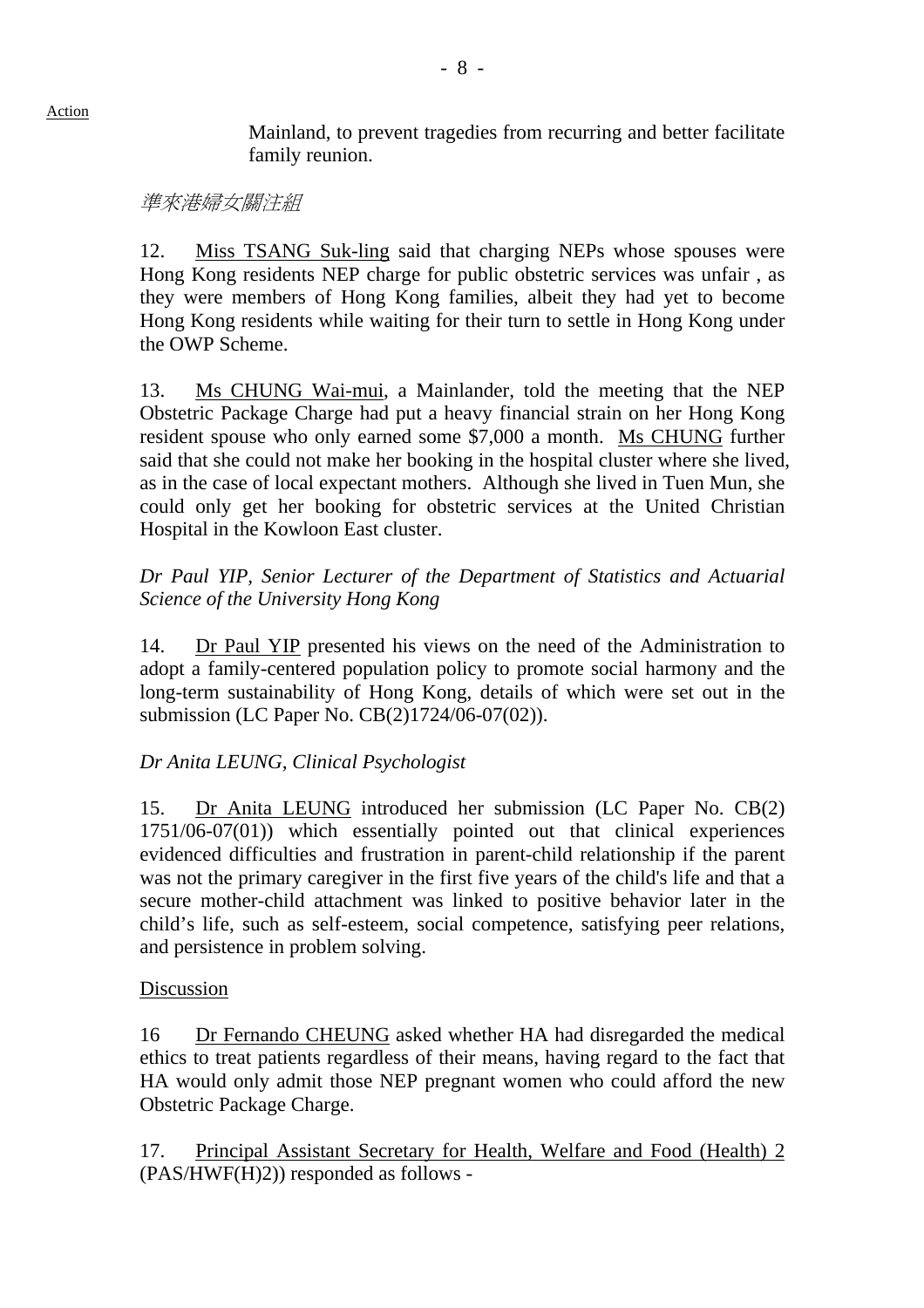Action

Mainland, to prevent tragedies from recurring and better facilitate family reunion.

*準來港婦女關注組*

12. Miss TSANG Suk-ling said that charging NEPs whose spouses were Hong Kong residents NEP charge for public obstetric services was unfair , as they were members of Hong Kong families, albeit they had yet to become Hong Kong residents while waiting for their turn to settle in Hong Kong under the OWP Scheme.

13. Ms CHUNG Wai-mui, a Mainlander, told the meeting that the NEP Obstetric Package Charge had put a heavy financial strain on her Hong Kong resident spouse who only earned some $7,000 a month. Ms CHUNG further said that she could not make her booking in the hospital cluster where she lived, as in the case of local expectant mothers. Although she lived in Tuen Mun, she could only get her booking for obstetric services at the United Christian Hospital in the Kowloon East cluster.

*Dr Paul YIP, Senior Lecturer of the Department of Statistics and Actuarial Science of the University Hong Kong*

14. Dr Paul YIP presented his views on the need of the Administration to adopt a family-centered population policy to promote social harmony and the long-term sustainability of Hong Kong, details of which were set out in the submission (LC Paper No. CB(2)1724/06-07(02)).

*Dr Anita LEUNG, Clinical Psychologist*

15. Dr Anita LEUNG introduced her submission (LC Paper No. CB(2) 1751/06-07(01)) which essentially pointed out that clinical experiences evidenced difficulties and frustration in parent-child relationship if the parent was not the primary caregiver in the first five years of the child's life and that a secure mother-child attachment was linked to positive behavior later in the child's life, such as self-esteem, social competence, satisfying peer relations, and persistence in problem solving.

Discussion

16 Dr Fernando CHEUNG asked whether HA had disregarded the medical ethics to treat patients regardless of their means, having regard to the fact that HA would only admit those NEP pregnant women who could afford the new Obstetric Package Charge.

17. Principal Assistant Secretary for Health, Welfare and Food (Health) 2 (PAS/HWF(H)2)) responded as follows -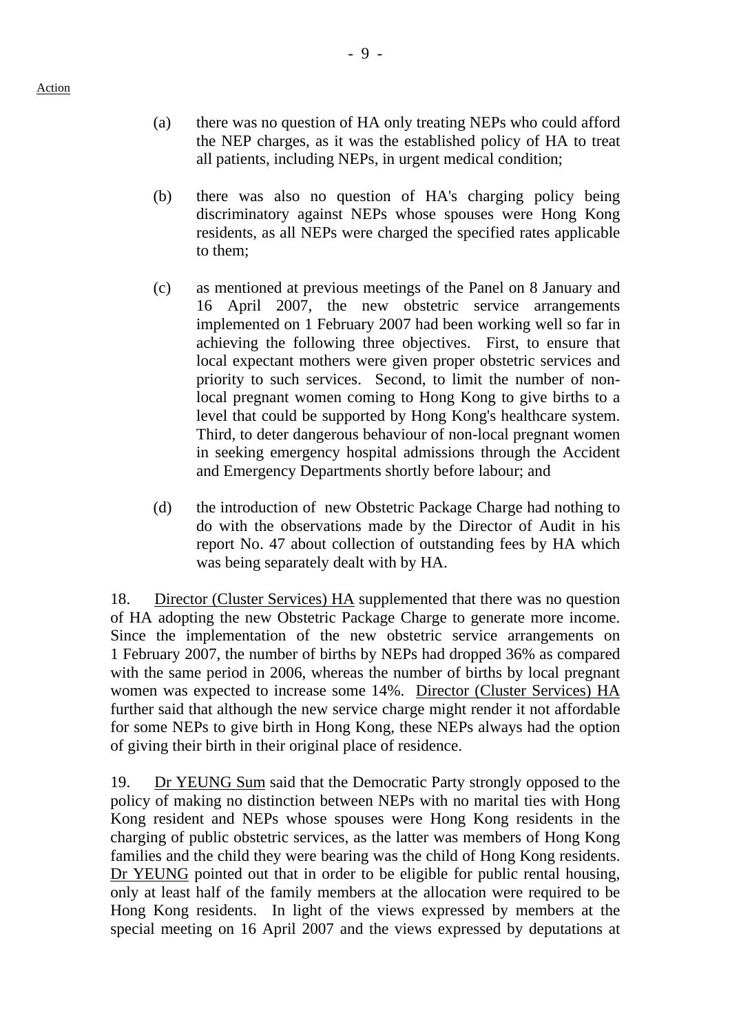(a) there was no question of HA only treating NEPs who could afford the NEP charges, as it was the established policy of HA to treat all patients, including NEPs, in urgent medical condition;

(b) there was also no question of HA's charging policy being discriminatory against NEPs whose spouses were Hong Kong residents, as all NEPs were charged the specified rates applicable to them;

(c) as mentioned at previous meetings of the Panel on 8 January and 16 April 2007, the new obstetric service arrangements implemented on 1 February 2007 had been working well so far in achieving the following three objectives. First, to ensure that local expectant mothers were given proper obstetric services and priority to such services. Second, to limit the number of non-local pregnant women coming to Hong Kong to give births to a level that could be supported by Hong Kong's healthcare system. Third, to deter dangerous behaviour of non-local pregnant women in seeking emergency hospital admissions through the Accident and Emergency Departments shortly before labour; and

(d) the introduction of new Obstetric Package Charge had nothing to do with the observations made by the Director of Audit in his report No. 47 about collection of outstanding fees by HA which was being separately dealt with by HA.

18. Director (Cluster Services) HA supplemented that there was no question of HA adopting the new Obstetric Package Charge to generate more income. Since the implementation of the new obstetric service arrangements on 1 February 2007, the number of births by NEPs had dropped 36% as compared with the same period in 2006, whereas the number of births by local pregnant women was expected to increase some 14%. Director (Cluster Services) HA further said that although the new service charge might render it not affordable for some NEPs to give birth in Hong Kong, these NEPs always had the option of giving their birth in their original place of residence.

19. Dr YEUNG Sum said that the Democratic Party strongly opposed to the policy of making no distinction between NEPs with no marital ties with Hong Kong resident and NEPs whose spouses were Hong Kong residents in the charging of public obstetric services, as the latter was members of Hong Kong families and the child they were bearing was the child of Hong Kong residents. Dr YEUNG pointed out that in order to be eligible for public rental housing, only at least half of the family members at the allocation were required to be Hong Kong residents. In light of the views expressed by members at the special meeting on 16 April 2007 and the views expressed by deputations at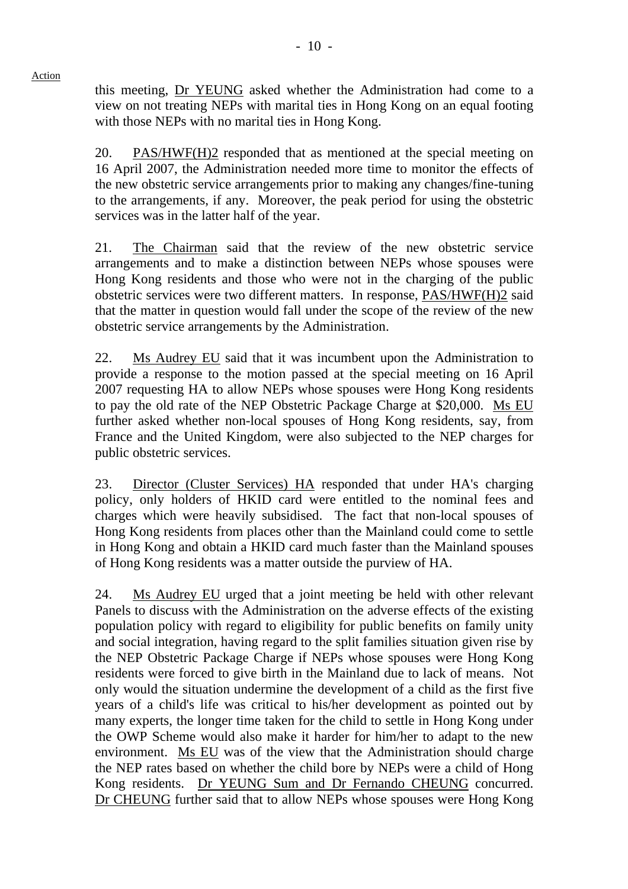Action

this meeting, Dr YEUNG asked whether the Administration had come to a view on not treating NEPs with marital ties in Hong Kong on an equal footing with those NEPs with no marital ties in Hong Kong.

20. PAS/HWF(H)2 responded that as mentioned at the special meeting on 16 April 2007, the Administration needed more time to monitor the effects of the new obstetric service arrangements prior to making any changes/fine-tuning to the arrangements, if any. Moreover, the peak period for using the obstetric services was in the latter half of the year.

21. The Chairman said that the review of the new obstetric service arrangements and to make a distinction between NEPs whose spouses were Hong Kong residents and those who were not in the charging of the public obstetric services were two different matters. In response, PAS/HWF(H)2 said that the matter in question would fall under the scope of the review of the new obstetric service arrangements by the Administration.

22. Ms Audrey EU said that it was incumbent upon the Administration to provide a response to the motion passed at the special meeting on 16 April 2007 requesting HA to allow NEPs whose spouses were Hong Kong residents to pay the old rate of the NEP Obstetric Package Charge at $20,000. Ms EU further asked whether non-local spouses of Hong Kong residents, say, from France and the United Kingdom, were also subjected to the NEP charges for public obstetric services.

23. Director (Cluster Services) HA responded that under HA's charging policy, only holders of HKID card were entitled to the nominal fees and charges which were heavily subsidised. The fact that non-local spouses of Hong Kong residents from places other than the Mainland could come to settle in Hong Kong and obtain a HKID card much faster than the Mainland spouses of Hong Kong residents was a matter outside the purview of HA.

24. Ms Audrey EU urged that a joint meeting be held with other relevant Panels to discuss with the Administration on the adverse effects of the existing population policy with regard to eligibility for public benefits on family unity and social integration, having regard to the split families situation given rise by the NEP Obstetric Package Charge if NEPs whose spouses were Hong Kong residents were forced to give birth in the Mainland due to lack of means. Not only would the situation undermine the development of a child as the first five years of a child's life was critical to his/her development as pointed out by many experts, the longer time taken for the child to settle in Hong Kong under the OWP Scheme would also make it harder for him/her to adapt to the new environment. Ms EU was of the view that the Administration should charge the NEP rates based on whether the child bore by NEPs were a child of Hong Kong residents. Dr YEUNG Sum and Dr Fernando CHEUNG concurred. Dr CHEUNG further said that to allow NEPs whose spouses were Hong Kong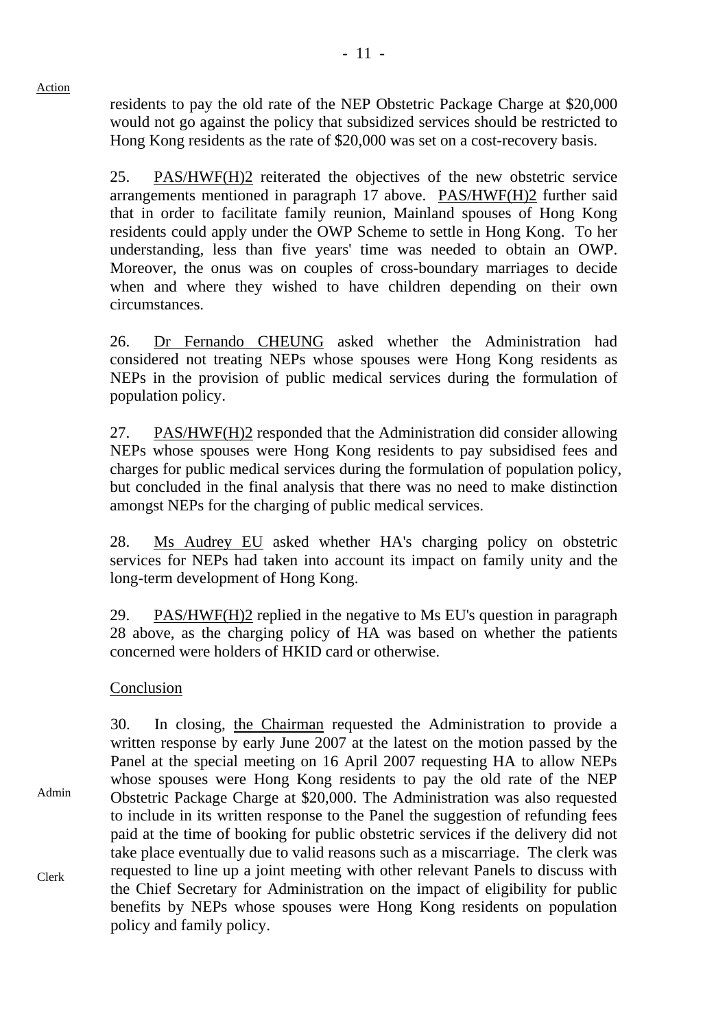Action

residents to pay the old rate of the NEP Obstetric Package Charge at $20,000 would not go against the policy that subsidized services should be restricted to Hong Kong residents as the rate of $20,000 was set on a cost-recovery basis.

25. PAS/HWF(H)2 reiterated the objectives of the new obstetric service arrangements mentioned in paragraph 17 above. PAS/HWF(H)2 further said that in order to facilitate family reunion, Mainland spouses of Hong Kong residents could apply under the OWP Scheme to settle in Hong Kong. To her understanding, less than five years' time was needed to obtain an OWP. Moreover, the onus was on couples of cross-boundary marriages to decide when and where they wished to have children depending on their own circumstances.

26. Dr Fernando CHEUNG asked whether the Administration had considered not treating NEPs whose spouses were Hong Kong residents as NEPs in the provision of public medical services during the formulation of population policy.

27. PAS/HWF(H)2 responded that the Administration did consider allowing NEPs whose spouses were Hong Kong residents to pay subsidised fees and charges for public medical services during the formulation of population policy, but concluded in the final analysis that there was no need to make distinction amongst NEPs for the charging of public medical services.

28. Ms Audrey EU asked whether HA's charging policy on obstetric services for NEPs had taken into account its impact on family unity and the long-term development of Hong Kong.

29. PAS/HWF(H)2 replied in the negative to Ms EU's question in paragraph 28 above, as the charging policy of HA was based on whether the patients concerned were holders of HKID card or otherwise.

Conclusion

30. In closing, the Chairman requested the Administration to provide a written response by early June 2007 at the latest on the motion passed by the Panel at the special meeting on 16 April 2007 requesting HA to allow NEPs whose spouses were Hong Kong residents to pay the old rate of the NEP Obstetric Package Charge at $20,000. The Administration was also requested to include in its written response to the Panel the suggestion of refunding fees paid at the time of booking for public obstetric services if the delivery did not take place eventually due to valid reasons such as a miscarriage. The clerk was requested to line up a joint meeting with other relevant Panels to discuss with the Chief Secretary for Administration on the impact of eligibility for public benefits by NEPs whose spouses were Hong Kong residents on population policy and family policy.

Admin

Clerk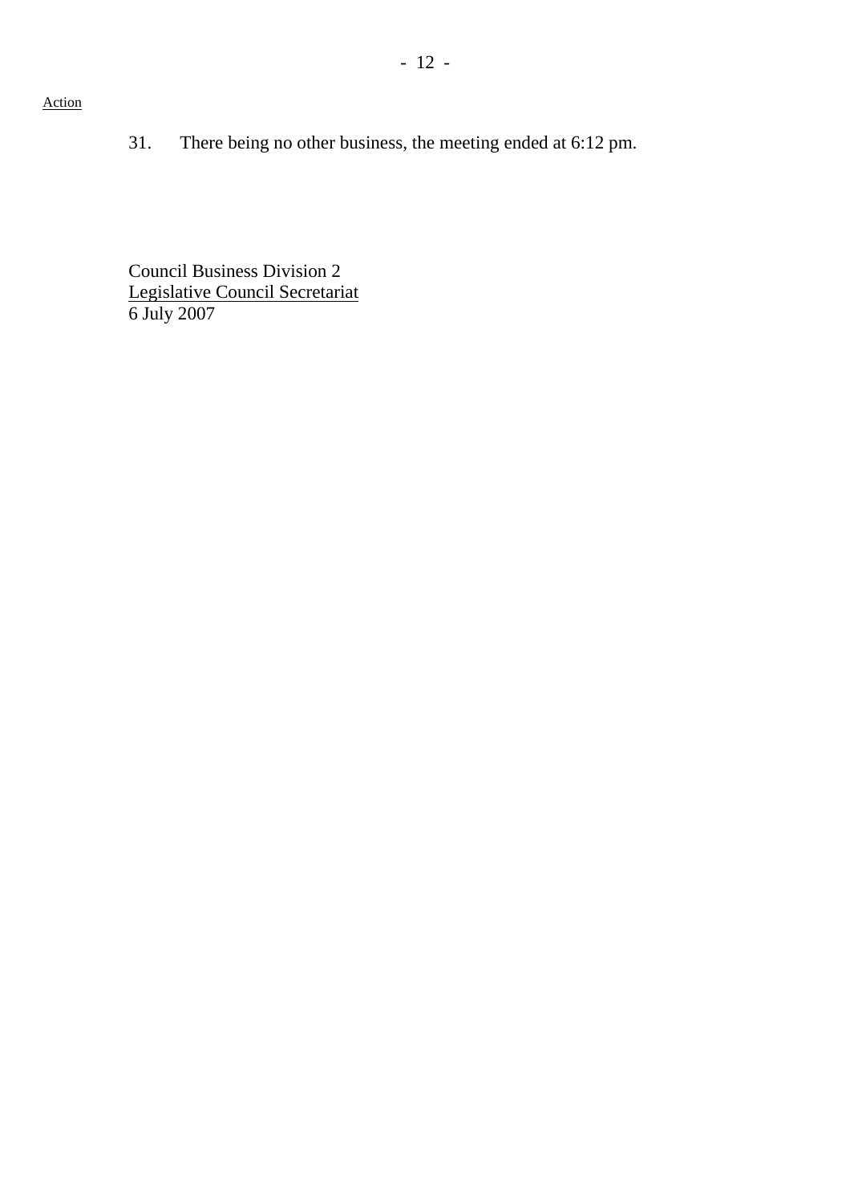Action

31. There being no other business, the meeting ended at 6:12 pm.

Council Business Division 2
Legislative Council Secretariat
6 July 2007